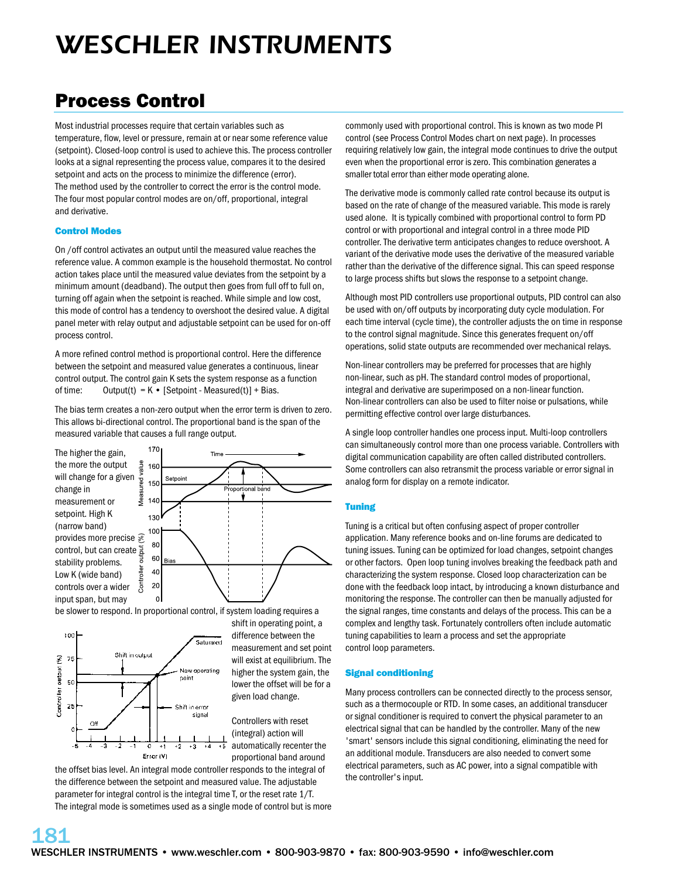# WESCHLER INSTRUMENTS

## Process Control

Most industrial processes require that certain variables such as temperature, flow, level or pressure, remain at or near some reference value (setpoint). Closed-loop control is used to achieve this. The process controller looks at a signal representing the process value, compares it to the desired setpoint and acts on the process to minimize the difference (error). The method used by the controller to correct the error is the control mode. The four most popular control modes are on/off, proportional, integral and derivative.

### Control Modes

On /off control activates an output until the measured value reaches the reference value. A common example is the household thermostat. No control action takes place until the measured value deviates from the setpoint by a minimum amount (deadband). The output then goes from full off to full on, turning off again when the setpoint is reached. While simple and low cost, this mode of control has a tendency to overshoot the desired value. A digital panel meter with relay output and adjustable setpoint can be used for on-off process control.

A more refined control method is proportional control. Here the difference between the setpoint and measured value generates a continuous, linear control output. The control gain K sets the system response as a function of time: Output(t) = K • [Setpoint - Measured(t)] + Bias.

The bias term creates a non-zero output when the error term is driven to zero. This allows bi-directional control. The proportional band is the span of the measured variable that causes a full range output.

The higher the gain, the more the output will change for a given change in measurement or setpoint. High K (narrow band) provides more precise control, but can create stability problems. Low K (wide band) controls over a wider input span, but may be slower to respond. In proportional control, if system loading requires a shift in operating point, a difference between the measurement and set point will exist at equilibrium. The higher the system gain, the lower the offset will be for a given load change.

Controllers with reset (integral) action will automatically recenter the proportional band around the offset bias level. An integral mode controller responds to the integral of the difference between the setpoint and measured value. The adjustable parameter for integral control is the integral time T, or the reset rate 1/T. The integral mode is sometimes used as a single mode of control but is more commonly used with proportional control. This is known as two mode PI control (see Process Control Modes chart on next page). In processes requiring relatively low gain, the integral mode continues to drive the output even when the proportional error is zero. This combination generates a smaller total error than either mode operating alone.

The derivative mode is commonly called rate control because its output is based on the rate of change of the measured variable. This mode is rarely used alone. It is typically combined with proportional control to form PD control or with proportional and integral control in a three mode PID controller. The derivative term anticipates changes to reduce overshoot. A variant of the derivative mode uses the derivative of the measured variable rather than the derivative of the difference signal. This can speed response to large process shifts but slows the response to a setpoint change.

Although most PID controllers use proportional outputs, PID control can also be used with on/off outputs by incorporating duty cycle modulation. For each time interval (cycle time), the controller adjusts the on time in response to the control signal magnitude. Since this generates frequent on/off operations, solid state outputs are recommended over mechanical relays.

Non-linear controllers may be preferred for processes that are highly non-linear, such as pH. The standard control modes of proportional, integral and derivative are superimposed on a non-linear function. Non-linear controllers can also be used to filter noise or pulsations, while permitting effective control over large disturbances.

A single loop controller handles one process input. Multi-loop controllers can simultaneously control more than one process variable. Controllers with digital communication capability are often called distributed controllers. Some controllers can also retransmit the process variable or error signal in analog form for display on a remote indicator.

### Tuning

Tuning is a critical but often confusing aspect of proper controller application. Many reference books and on-line forums are dedicated to tuning issues. Tuning can be optimized for load changes, setpoint changes or other factors. Open loop tuning involves breaking the feedback path and characterizing the system response. Closed loop characterization can be done with the feedback loop intact, by introducing a known disturbance and monitoring the response. The controller can then be manually adjusted for the signal ranges, time constants and delays of the process. This can be a complex and lengthy task. Fortunately controllers often include automatic tuning capabilities to learn a process and set the appropriate control loop parameters.

### Signal conditioning

Many process controllers can be connected directly to the process sensor, such as a thermocouple or RTD. In some cases, an additional transducer or signal conditioner is required to convert the physical parameter to an electrical signal that can be handled by the controller. Many of the new 'smart' sensors include this signal conditioning, eliminating the need for an additional module. Transducers are also needed to convert some electrical parameters, such as AC power, into a signal compatible with the controller's input.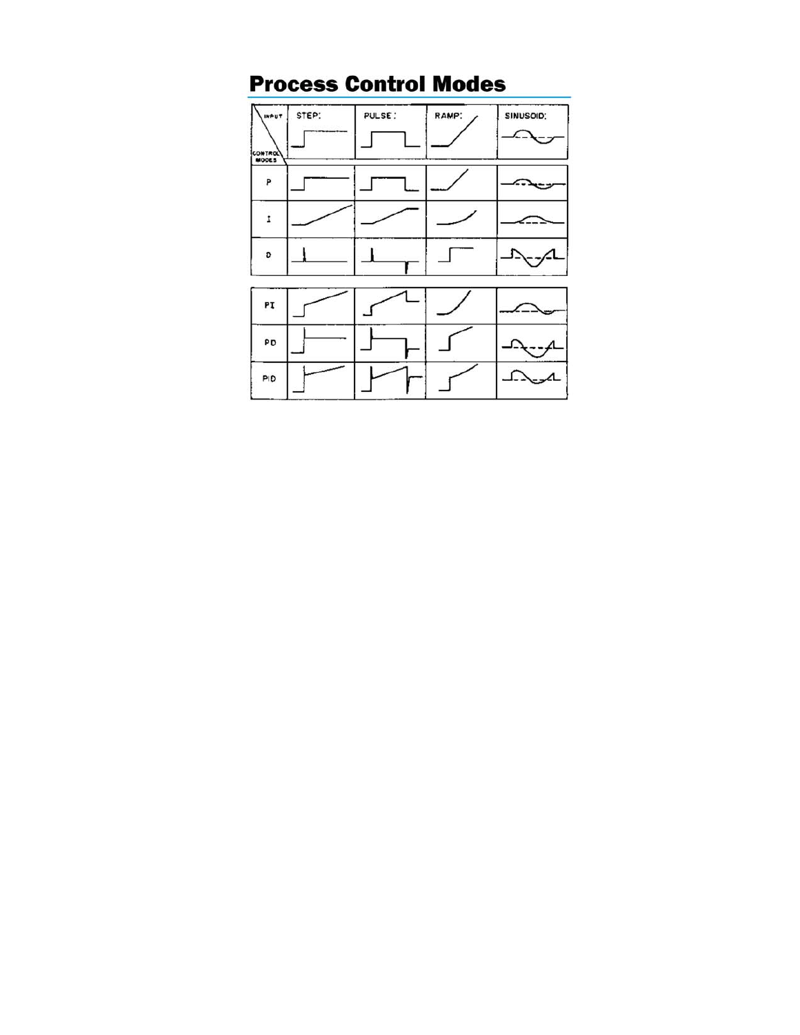# Process Control Modes

INPUT

CONTROL MODES

STEP:

PULSE:

RAMP:

SINUSOID:

P

I

D

PI

PD

PID